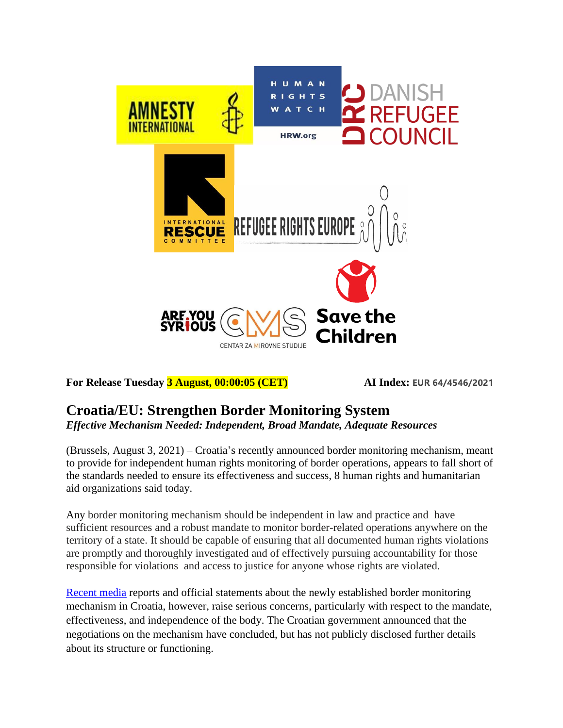**For Release Tuesday 3 August, 00:00:05 (CET)** **AI Index: EUR 64/4546/2021**

## Croatia/EU: Strengthen Border Monitoring System

***Effective Mechanism Needed: Independent, Broad Mandate, Adequate Resources***

(Brussels, August 3, 2021) – Croatia's recently announced border monitoring mechanism, meant to provide for independent human rights monitoring of border operations, appears to fall short of the standards needed to ensure its effectiveness and success, 8 human rights and humanitarian aid organizations said today.

Any border monitoring mechanism should be independent in law and practice and have sufficient resources and a robust mandate to monitor border-related operations anywhere on the territory of a state. It should be capable of ensuring that all documented human rights violations are promptly and thoroughly investigated and of effectively pursuing accountability for those responsible for violations and access to justice for anyone whose rights are violated.

Recent media reports and official statements about the newly established border monitoring mechanism in Croatia, however, raise serious concerns, particularly with respect to the mandate, effectiveness, and independence of the body. The Croatian government announced that the negotiations on the mechanism have concluded, but has not publicly disclosed further details about its structure or functioning.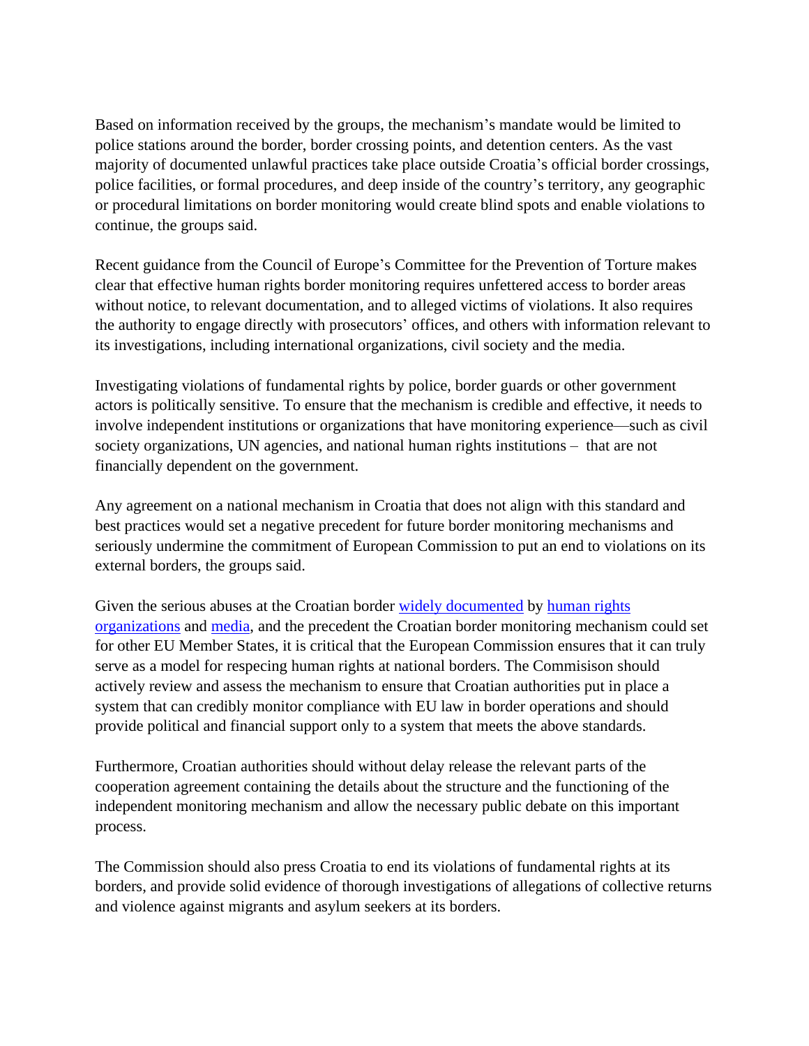Based on information received by the groups, the mechanism's mandate would be limited to police stations around the border, border crossing points, and detention centers. As the vast majority of documented unlawful practices take place outside Croatia's official border crossings, police facilities, or formal procedures, and deep inside of the country's territory, any geographic or procedural limitations on border monitoring would create blind spots and enable violations to continue, the groups said.

Recent guidance from the Council of Europe's Committee for the Prevention of Torture makes clear that effective human rights border monitoring requires unfettered access to border areas without notice, to relevant documentation, and to alleged victims of violations. It also requires the authority to engage directly with prosecutors' offices, and others with information relevant to its investigations, including international organizations, civil society and the media.

Investigating violations of fundamental rights by police, border guards or other government actors is politically sensitive. To ensure that the mechanism is credible and effective, it needs to involve independent institutions or organizations that have monitoring experience—such as civil society organizations, UN agencies, and national human rights institutions – that are not financially dependent on the government.

Any agreement on a national mechanism in Croatia that does not align with this standard and best practices would set a negative precedent for future border monitoring mechanisms and seriously undermine the commitment of European Commission to put an end to violations on its external borders, the groups said.

Given the serious abuses at the Croatian border widely documented by human rights organizations and media, and the precedent the Croatian border monitoring mechanism could set for other EU Member States, it is critical that the European Commission ensures that it can truly serve as a model for respecing human rights at national borders. The Commisison should actively review and assess the mechanism to ensure that Croatian authorities put in place a system that can credibly monitor compliance with EU law in border operations and should provide political and financial support only to a system that meets the above standards.

Furthermore, Croatian authorities should without delay release the relevant parts of the cooperation agreement containing the details about the structure and the functioning of the independent monitoring mechanism and allow the necessary public debate on this important process.

The Commission should also press Croatia to end its violations of fundamental rights at its borders, and provide solid evidence of thorough investigations of allegations of collective returns and violence against migrants and asylum seekers at its borders.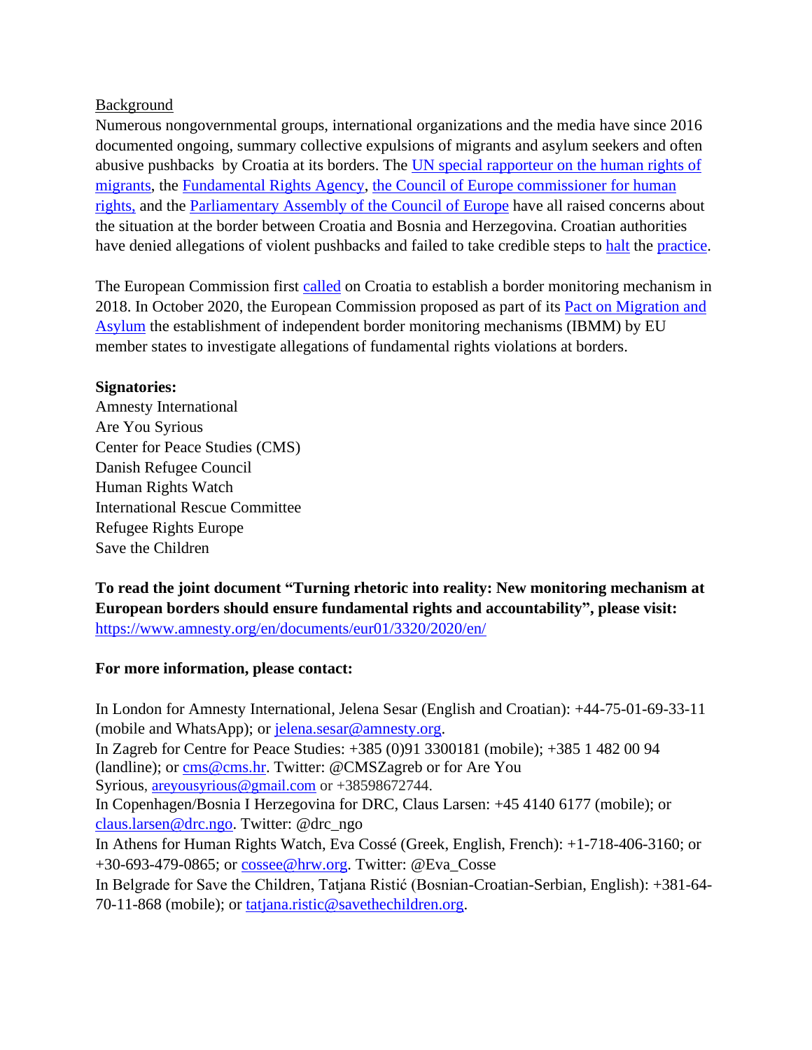Background

Numerous nongovernmental groups, international organizations and the media have since 2016 documented ongoing, summary collective expulsions of migrants and asylum seekers and often abusive pushbacks by Croatia at its borders. The UN special rapporteur on the human rights of migrants, the Fundamental Rights Agency, the Council of Europe commissioner for human rights, and the Parliamentary Assembly of the Council of Europe have all raised concerns about the situation at the border between Croatia and Bosnia and Herzegovina. Croatian authorities have denied allegations of violent pushbacks and failed to take credible steps to halt the practice.

The European Commission first called on Croatia to establish a border monitoring mechanism in 2018. In October 2020, the European Commission proposed as part of its Pact on Migration and Asylum the establishment of independent border monitoring mechanisms (IBMM) by EU member states to investigate allegations of fundamental rights violations at borders.

**Signatories:**

Amnesty International
Are You Syrious
Center for Peace Studies (CMS)
Danish Refugee Council
Human Rights Watch
International Rescue Committee
Refugee Rights Europe
Save the Children

**To read the joint document "Turning rhetoric into reality: New monitoring mechanism at European borders should ensure fundamental rights and accountability", please visit:** https://www.amnesty.org/en/documents/eur01/3320/2020/en/

**For more information, please contact:**

In London for Amnesty International, Jelena Sesar (English and Croatian): +44-75-01-69-33-11 (mobile and WhatsApp); or jelena.sesar@amnesty.org.
In Zagreb for Centre for Peace Studies: +385 (0)91 3300181 (mobile); +385 1 482 00 94 (landline); or cms@cms.hr. Twitter: @CMSZagreb or for Are You Syrious, areyousyrious@gmail.com or +38598672744.
In Copenhagen/Bosnia I Herzegovina for DRC, Claus Larsen: +45 4140 6177 (mobile); or claus.larsen@drc.ngo. Twitter: @drc_ngo
In Athens for Human Rights Watch, Eva Cossé (Greek, English, French): +1-718-406-3160; or +30-693-479-0865; or cossee@hrw.org. Twitter: @Eva_Cosse
In Belgrade for Save the Children, Tatjana Ristić (Bosnian-Croatian-Serbian, English): +381-64-70-11-868 (mobile); or tatjana.ristic@savethechildren.org.